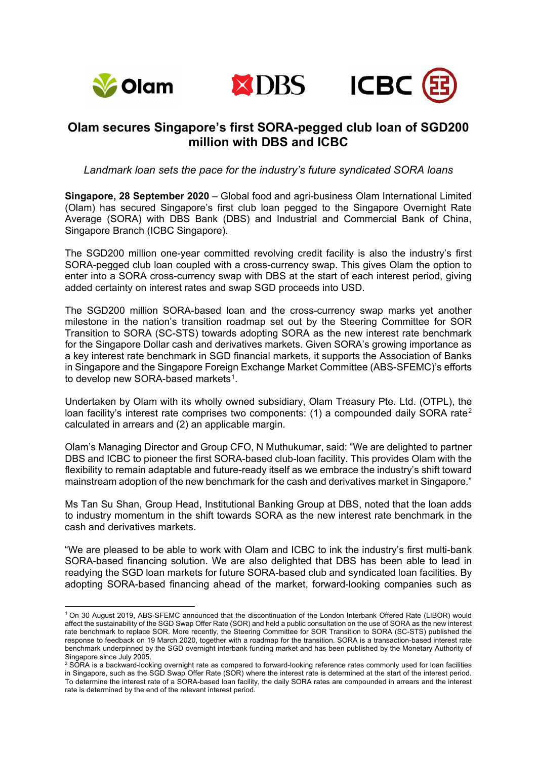# Olam secures Singapore's first SORA-pegged club loan of SGD200 million with DBS and ICBC

*Landmark loan sets the pace for the industry's future syndicated SORA loans*

**Singapore, 28 September 2020** – Global food and agri-business Olam International Limited (Olam) has secured Singapore's first club loan pegged to the Singapore Overnight Rate Average (SORA) with DBS Bank (DBS) and Industrial and Commercial Bank of China, Singapore Branch (ICBC Singapore).

The SGD200 million one-year committed revolving credit facility is also the industry's first SORA-pegged club loan coupled with a cross-currency swap. This gives Olam the option to enter into a SORA cross-currency swap with DBS at the start of each interest period, giving added certainty on interest rates and swap SGD proceeds into USD.

The SGD200 million SORA-based loan and the cross-currency swap marks yet another milestone in the nation's transition roadmap set out by the Steering Committee for SOR Transition to SORA (SC-STS) towards adopting SORA as the new interest rate benchmark for the Singapore Dollar cash and derivatives markets. Given SORA's growing importance as a key interest rate benchmark in SGD financial markets, it supports the Association of Banks in Singapore and the Singapore Foreign Exchange Market Committee (ABS-SFEMC)'s efforts to develop new SORA-based markets[1].

Undertaken by Olam with its wholly owned subsidiary, Olam Treasury Pte. Ltd. (OTPL), the loan facility's interest rate comprises two components: (1) a compounded daily SORA rate[2] calculated in arrears and (2) an applicable margin.

Olam's Managing Director and Group CFO, N Muthukumar, said: "We are delighted to partner DBS and ICBC to pioneer the first SORA-based club-loan facility. This provides Olam with the flexibility to remain adaptable and future-ready itself as we embrace the industry's shift toward mainstream adoption of the new benchmark for the cash and derivatives market in Singapore."

Ms Tan Su Shan, Group Head, Institutional Banking Group at DBS, noted that the loan adds to industry momentum in the shift towards SORA as the new interest rate benchmark in the cash and derivatives markets.

"We are pleased to be able to work with Olam and ICBC to ink the industry's first multi-bank SORA-based financing solution. We are also delighted that DBS has been able to lead in readying the SGD loan markets for future SORA-based club and syndicated loan facilities. By adopting SORA-based financing ahead of the market, forward-looking companies such as

---

[1] On 30 August 2019, ABS-SFEMC announced that the discontinuation of the London Interbank Offered Rate (LIBOR) would affect the sustainability of the SGD Swap Offer Rate (SOR) and held a public consultation on the use of SORA as the new interest rate benchmark to replace SOR. More recently, the Steering Committee for SOR Transition to SORA (SC-STS) published the response to feedback on 19 March 2020, together with a roadmap for the transition. SORA is a transaction-based interest rate benchmark underpinned by the SGD overnight interbank funding market and has been published by the Monetary Authority of Singapore since July 2005.

[2] SORA is a backward-looking overnight rate as compared to forward-looking reference rates commonly used for loan facilities in Singapore, such as the SGD Swap Offer Rate (SOR) where the interest rate is determined at the start of the interest period. To determine the interest rate of a SORA-based loan facility, the daily SORA rates are compounded in arrears and the interest rate is determined by the end of the relevant interest period.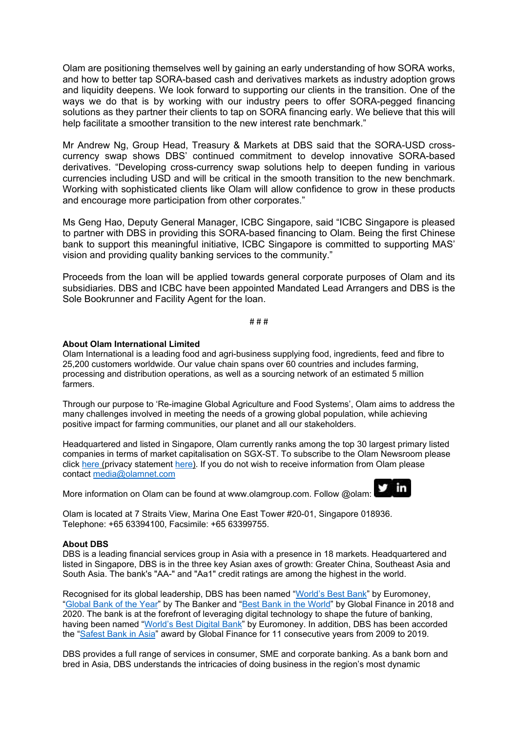Olam are positioning themselves well by gaining an early understanding of how SORA works, and how to better tap SORA-based cash and derivatives markets as industry adoption grows and liquidity deepens. We look forward to supporting our clients in the transition. One of the ways we do that is by working with our industry peers to offer SORA-pegged financing solutions as they partner their clients to tap on SORA financing early. We believe that this will help facilitate a smoother transition to the new interest rate benchmark."

Mr Andrew Ng, Group Head, Treasury & Markets at DBS said that the SORA-USD cross-currency swap shows DBS' continued commitment to develop innovative SORA-based derivatives. "Developing cross-currency swap solutions help to deepen funding in various currencies including USD and will be critical in the smooth transition to the new benchmark. Working with sophisticated clients like Olam will allow confidence to grow in these products and encourage more participation from other corporates."

Ms Geng Hao, Deputy General Manager, ICBC Singapore, said "ICBC Singapore is pleased to partner with DBS in providing this SORA-based financing to Olam. Being the first Chinese bank to support this meaningful initiative, ICBC Singapore is committed to supporting MAS' vision and providing quality banking services to the community."

Proceeds from the loan will be applied towards general corporate purposes of Olam and its subsidiaries. DBS and ICBC have been appointed Mandated Lead Arrangers and DBS is the Sole Bookrunner and Facility Agent for the loan.

# # #

**About Olam International Limited**
Olam International is a leading food and agri-business supplying food, ingredients, feed and fibre to 25,200 customers worldwide. Our value chain spans over 60 countries and includes farming, processing and distribution operations, as well as a sourcing network of an estimated 5 million farmers.

Through our purpose to 'Re-imagine Global Agriculture and Food Systems', Olam aims to address the many challenges involved in meeting the needs of a growing global population, while achieving positive impact for farming communities, our planet and all our stakeholders.

Headquartered and listed in Singapore, Olam currently ranks among the top 30 largest primary listed companies in terms of market capitalisation on SGX-ST. To subscribe to the Olam Newsroom please click here (privacy statement here). If you do not wish to receive information from Olam please contact media@olamnet.com

More information on Olam can be found at www.olamgroup.com. Follow @olam:

Olam is located at 7 Straits View, Marina One East Tower #20-01, Singapore 018936.
Telephone: +65 63394100, Facsimile: +65 63399755.

**About DBS**
DBS is a leading financial services group in Asia with a presence in 18 markets. Headquartered and listed in Singapore, DBS is in the three key Asian axes of growth: Greater China, Southeast Asia and South Asia. The bank's "AA-" and "Aa1" credit ratings are among the highest in the world.

Recognised for its global leadership, DBS has been named "World's Best Bank" by Euromoney, "Global Bank of the Year" by The Banker and "Best Bank in the World" by Global Finance in 2018 and 2020. The bank is at the forefront of leveraging digital technology to shape the future of banking, having been named "World's Best Digital Bank" by Euromoney. In addition, DBS has been accorded the "Safest Bank in Asia" award by Global Finance for 11 consecutive years from 2009 to 2019.

DBS provides a full range of services in consumer, SME and corporate banking. As a bank born and bred in Asia, DBS understands the intricacies of doing business in the region's most dynamic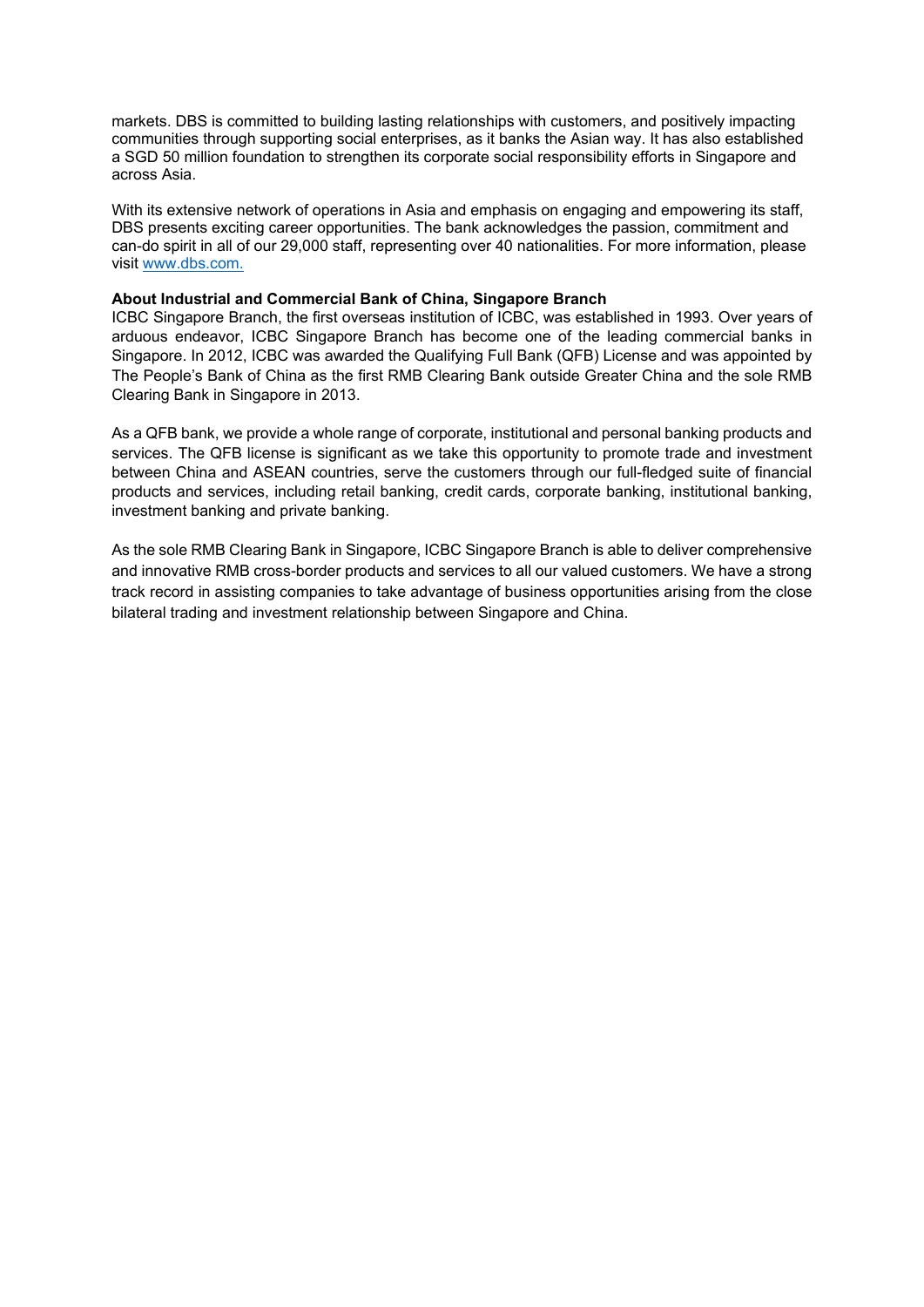markets. DBS is committed to building lasting relationships with customers, and positively impacting communities through supporting social enterprises, as it banks the Asian way. It has also established a SGD 50 million foundation to strengthen its corporate social responsibility efforts in Singapore and across Asia.

With its extensive network of operations in Asia and emphasis on engaging and empowering its staff, DBS presents exciting career opportunities. The bank acknowledges the passion, commitment and can-do spirit in all of our 29,000 staff, representing over 40 nationalities. For more information, please visit www.dbs.com.

**About Industrial and Commercial Bank of China, Singapore Branch**

ICBC Singapore Branch, the first overseas institution of ICBC, was established in 1993. Over years of arduous endeavor, ICBC Singapore Branch has become one of the leading commercial banks in Singapore. In 2012, ICBC was awarded the Qualifying Full Bank (QFB) License and was appointed by The People's Bank of China as the first RMB Clearing Bank outside Greater China and the sole RMB Clearing Bank in Singapore in 2013.

As a QFB bank, we provide a whole range of corporate, institutional and personal banking products and services. The QFB license is significant as we take this opportunity to promote trade and investment between China and ASEAN countries, serve the customers through our full-fledged suite of financial products and services, including retail banking, credit cards, corporate banking, institutional banking, investment banking and private banking.

As the sole RMB Clearing Bank in Singapore, ICBC Singapore Branch is able to deliver comprehensive and innovative RMB cross-border products and services to all our valued customers. We have a strong track record in assisting companies to take advantage of business opportunities arising from the close bilateral trading and investment relationship between Singapore and China.